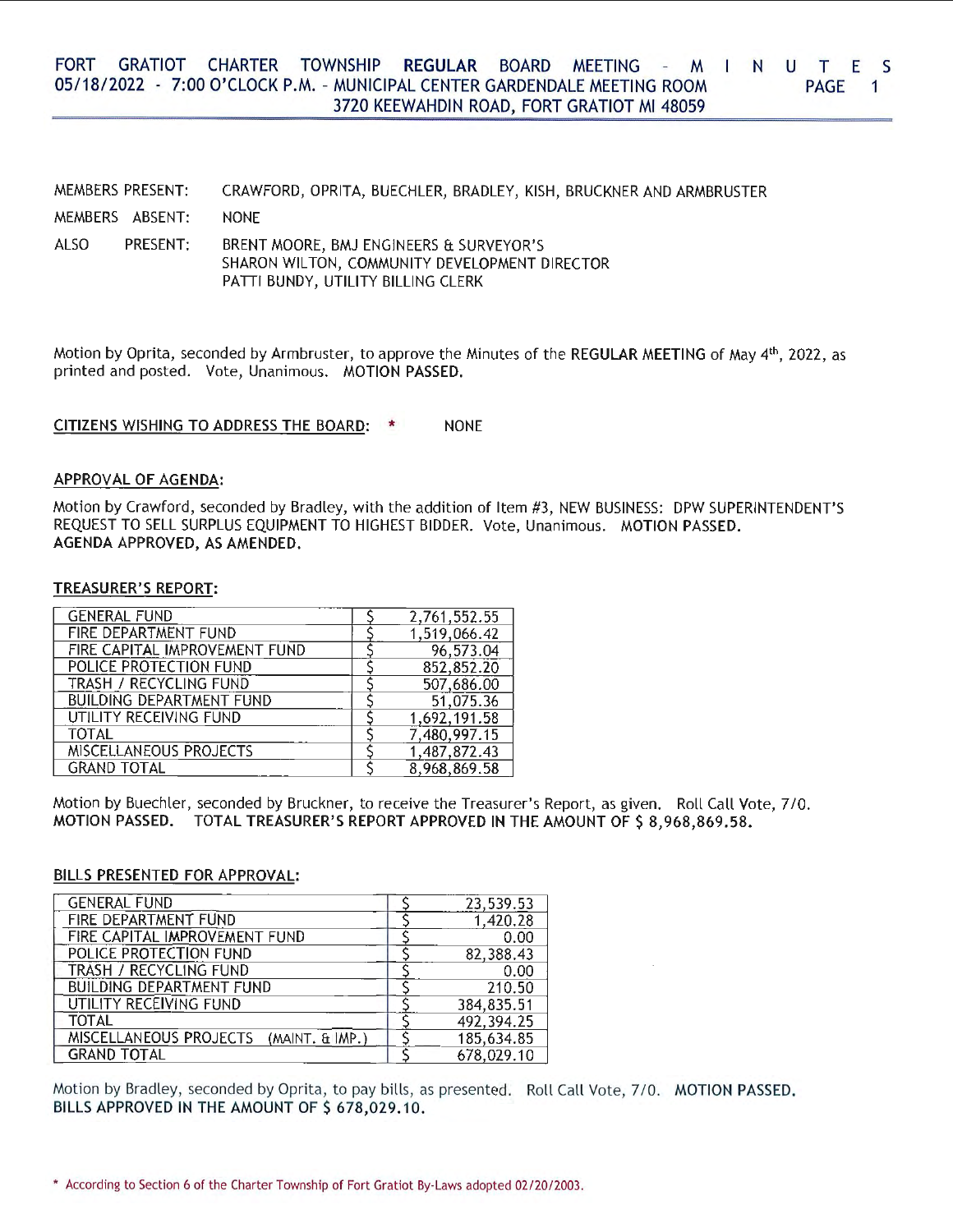# FORT GRATIOT CHARTER TOWNSHIP REGULAR BOARD MEETING - M I N U T E S
## 05/18/2022 - 7:00 O'CLOCK P.M. - MUNICIPAL CENTER GARDENDALE MEETING ROOM
## 3720 KEEWAHDIN ROAD, FORT GRATIOT MI 48059

MEMBERS PRESENT: CRAWFORD, OPRITA, BUECHLER, BRADLEY, KISH, BRUCKNER AND ARMBRUSTER

MEMBERS ABSENT: NONE

ALSO PRESENT: BRENT MOORE, BMJ ENGINEERS & SURVEYOR'S
SHARON WILTON, COMMUNITY DEVELOPMENT DIRECTOR
PATTI BUNDY, UTILITY BILLING CLERK

Motion by Oprita, seconded by Armbruster, to approve the Minutes of the **REGULAR MEETING** of May 4th, 2022, as printed and posted. Vote, Unanimous. **MOTION PASSED.**

**CITIZENS WISHING TO ADDRESS THE BOARD:** * NONE

**APPROVAL OF AGENDA:**

Motion by Crawford, seconded by Bradley, with the addition of Item #3, NEW BUSINESS: DPW SUPERINTENDENT'S REQUEST TO SELL SURPLUS EQUIPMENT TO HIGHEST BIDDER. Vote, Unanimous. **MOTION PASSED.**
**AGENDA APPROVED, AS AMENDED.**

**TREASURER'S REPORT:**

| | | |
|---|---|---|
| GENERAL FUND | $ | 2,761,552.55 |
| FIRE DEPARTMENT FUND | $ | 1,519,066.42 |
| FIRE CAPITAL IMPROVEMENT FUND | $ | 96,573.04 |
| POLICE PROTECTION FUND | $ | 852,852.20 |
| TRASH / RECYCLING FUND | $ | 507,686.00 |
| BUILDING DEPARTMENT FUND | $ | 51,075.36 |
| UTILITY RECEIVING FUND | $ | 1,692,191.58 |
| TOTAL | $ | 7,480,997.15 |
| MISCELLANEOUS PROJECTS | $ | 1,487,872.43 |
| GRAND TOTAL | $ | 8,968,869.58 |

Motion by Buechler, seconded by Bruckner, to receive the Treasurer's Report, as given. Roll Call Vote, 7/0. **MOTION PASSED. TOTAL TREASURER'S REPORT APPROVED IN THE AMOUNT OF $ 8,968,869.58.**

**BILLS PRESENTED FOR APPROVAL:**

| | | |
|---|---|---|
| GENERAL FUND | $ | 23,539.53 |
| FIRE DEPARTMENT FUND | $ | 1,420.28 |
| FIRE CAPITAL IMPROVEMENT FUND | $ | 0.00 |
| POLICE PROTECTION FUND | $ | 82,388.43 |
| TRASH / RECYCLING FUND | $ | 0.00 |
| BUILDING DEPARTMENT FUND | $ | 210.50 |
| UTILITY RECEIVING FUND | $ | 384,835.51 |
| TOTAL | $ | 492,394.25 |
| MISCELLANEOUS PROJECTS (MAINT. & IMP.) | $ | 185,634.85 |
| GRAND TOTAL | $ | 678,029.10 |

Motion by Bradley, seconded by Oprita, to pay bills, as presented. Roll Call Vote, 7/0. **MOTION PASSED. BILLS APPROVED IN THE AMOUNT OF $ 678,029.10.**

\* According to Section 6 of the Charter Township of Fort Gratiot By-Laws adopted 02/20/2003.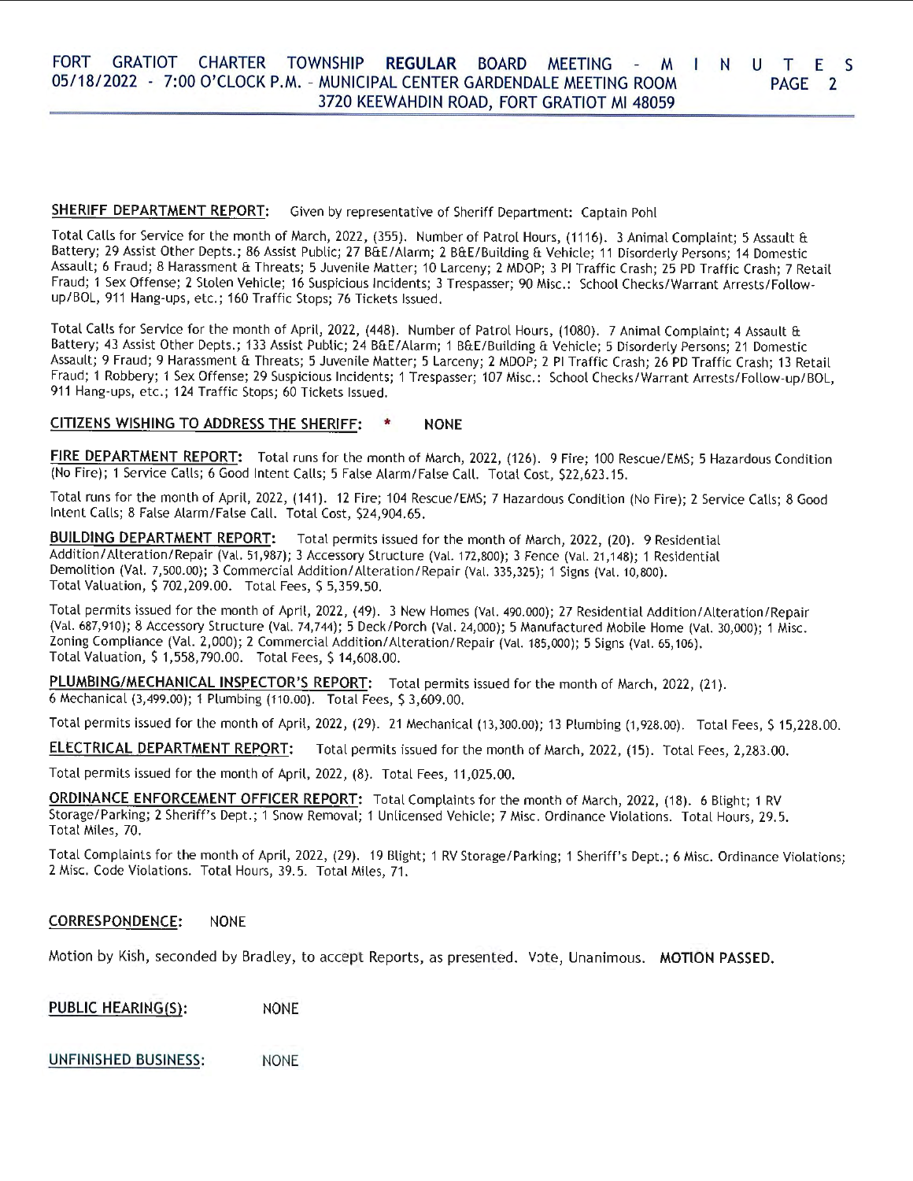**SHERIFF DEPARTMENT REPORT:** Given by representative of Sheriff Department: Captain Pohl

Total Calls for Service for the month of March, 2022, (355). Number of Patrol Hours, (1116). 3 Animal Complaint; 5 Assault & Battery; 29 Assist Other Depts.; 86 Assist Public; 27 B&E/Alarm; 2 B&E/Building & Vehicle; 11 Disorderly Persons; 14 Domestic Assault; 6 Fraud; 8 Harassment & Threats; 5 Juvenile Matter; 10 Larceny; 2 MDOP; 3 PI Traffic Crash; 25 PD Traffic Crash; 7 Retail Fraud; 1 Sex Offense; 2 Stolen Vehicle; 16 Suspicious Incidents; 3 Trespasser; 90 Misc.: School Checks/Warrant Arrests/Follow-up/BOL, 911 Hang-ups, etc.; 160 Traffic Stops; 76 Tickets Issued.

Total Calls for Service for the month of April, 2022, (448). Number of Patrol Hours, (1080). 7 Animal Complaint; 4 Assault & Battery; 43 Assist Other Depts.; 133 Assist Public; 24 B&E/Alarm; 1 B&E/Building & Vehicle; 5 Disorderly Persons; 21 Domestic Assault; 9 Fraud; 9 Harassment & Threats; 5 Juvenile Matter; 5 Larceny; 2 MDOP; 2 PI Traffic Crash; 26 PD Traffic Crash; 13 Retail Fraud; 1 Robbery; 1 Sex Offense; 29 Suspicious Incidents; 1 Trespasser; 107 Misc.: School Checks/Warrant Arrests/Follow-up/BOL, 911 Hang-ups, etc.; 124 Traffic Stops; 60 Tickets Issued.

**CITIZENS WISHING TO ADDRESS THE SHERIFF:** * NONE

**FIRE DEPARTMENT REPORT:** Total runs for the month of March, 2022, (126). 9 Fire; 100 Rescue/EMS; 5 Hazardous Condition (No Fire); 1 Service Calls; 6 Good Intent Calls; 5 False Alarm/False Call. Total Cost, $22,623.15.

Total runs for the month of April, 2022, (141). 12 Fire; 104 Rescue/EMS; 7 Hazardous Condition (No Fire); 2 Service Calls; 8 Good Intent Calls; 8 False Alarm/False Call. Total Cost, $24,904.65.

**BUILDING DEPARTMENT REPORT:** Total permits issued for the month of March, 2022, (20). 9 Residential Addition/Alteration/Repair (Val. 51,987); 3 Accessory Structure (Val. 172,800); 3 Fence (Val. 21,148); 1 Residential Demolition (Val. 7,500.00); 3 Commercial Addition/Alteration/Repair (Val. 335,325); 1 Signs (Val. 10,800). Total Valuation, $ 702,209.00. Total Fees, $ 5,359.50.

Total permits issued for the month of April, 2022, (49). 3 New Homes (Val. 490,000); 27 Residential Addition/Alteration/Repair (Val. 687,910); 8 Accessory Structure (Val. 74,744); 5 Deck/Porch (Val. 24,000); 5 Manufactured Mobile Home (Val. 30,000); 1 Misc. Zoning Compliance (Val. 2,000); 2 Commercial Addition/Alteration/Repair (Val. 185,000); 5 Signs (Val. 65,106). Total Valuation, $ 1,558,790.00. Total Fees, $ 14,608.00.

**PLUMBING/MECHANICAL INSPECTOR'S REPORT:** Total permits issued for the month of March, 2022, (21). 6 Mechanical (3,499.00); 1 Plumbing (110.00). Total Fees, $ 3,609.00.

Total permits issued for the month of April, 2022, (29). 21 Mechanical (13,300.00); 13 Plumbing (1,928.00). Total Fees, $ 15,228.00.

**ELECTRICAL DEPARTMENT REPORT:** Total permits issued for the month of March, 2022, (15). Total Fees, 2,283.00.

Total permits issued for the month of April, 2022, (8). Total Fees, 11,025.00.

**ORDINANCE ENFORCEMENT OFFICER REPORT:** Total Complaints for the month of March, 2022, (18). 6 Blight; 1 RV Storage/Parking; 2 Sheriff's Dept.; 1 Snow Removal; 1 Unlicensed Vehicle; 7 Misc. Ordinance Violations. Total Hours, 29.5. Total Miles, 70.

Total Complaints for the month of April, 2022, (29). 19 Blight; 1 RV Storage/Parking; 1 Sheriff's Dept.; 6 Misc. Ordinance Violations; 2 Misc. Code Violations. Total Hours, 39.5. Total Miles, 71.

**CORRESPONDENCE:** NONE

Motion by Kish, seconded by Bradley, to accept Reports, as presented. Vote, Unanimous. **MOTION PASSED.**

**PUBLIC HEARING(S):** NONE

**UNFINISHED BUSINESS:** NONE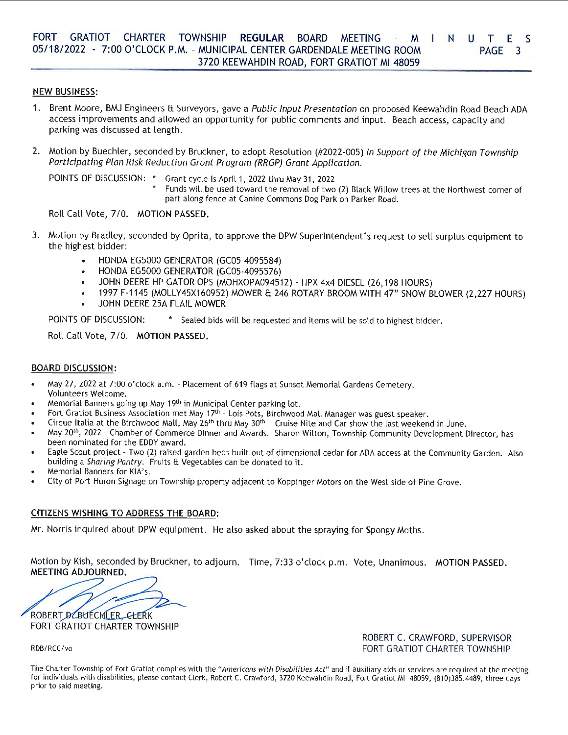## NEW BUSINESS:

1. Brent Moore, BMJ Engineers & Surveyors, gave a *Public Input Presentation* on proposed Keewahdin Road Beach ADA access improvements and allowed an opportunity for public comments and input. Beach access, capacity and parking was discussed at length.

2. Motion by Buechler, seconded by Bruckner, to adopt Resolution (#2022-005) *In Support of the Michigan Township Participating Plan Risk Reduction Grant Program (RRGP) Grant Application.*

   POINTS OF DISCUSSION:
   * Grant cycle is April 1, 2022 thru May 31, 2022
   * Funds will be used toward the removal of two (2) Black Willow trees at the Northwest corner of part along fence at Canine Commons Dog Park on Parker Road.

   Roll Call Vote, 7/0. **MOTION PASSED.**

3. Motion by Bradley, seconded by Oprita, to approve the DPW Superintendent's request to sell surplus equipment to the highest bidder:
   - HONDA EG5000 GENERATOR (GC05-4095584)
   - HONDA EG5000 GENERATOR (GC05-4095576)
   - JOHN DEERE HP GATOR OPS (MOHXOPA094512) - HPX 4x4 DIESEL (26,198 HOURS)
   - 1997 F-1145 (MOLLY45X160952) MOWER & 246 ROTARY BROOM WITH 47" SNOW BLOWER (2,227 HOURS)
   - JOHN DEERE 25A FLAIL MOWER

   POINTS OF DISCUSSION:
   * Sealed bids will be requested and items will be sold to highest bidder.

   Roll Call Vote, 7/0. **MOTION PASSED.**

## BOARD DISCUSSION:

- May 27, 2022 at 7:00 o'clock a.m. - Placement of 619 flags at Sunset Memorial Gardens Cemetery. Volunteers Welcome.
- Memorial Banners going up May 19th in Municipal Center parking lot.
- Fort Gratiot Business Association met May 17th - Lois Pots, Birchwood Mall Manager was guest speaker.
- Cirque Italia at the Birchwood Mall, May 26th thru May 30th  Cruise Nite and Car show the last weekend in June.
- May 20th, 2022 - Chamber of Commerce Dinner and Awards. Sharon Wilton, Township Community Development Director, has been nominated for the EDDY award.
- Eagle Scout project - Two (2) raised garden beds built out of dimensional cedar for ADA access at the Community Garden. Also building a *Sharing Pantry*. Fruits & Vegetables can be donated to it.
- Memorial Banners for KIA's.
- City of Port Huron Signage on Township property adjacent to Koppinger Motors on the West side of Pine Grove.

## CITIZENS WISHING TO ADDRESS THE BOARD:

Mr. Norris inquired about DPW equipment. He also asked about the spraying for Spongy Moths.

Motion by Kish, seconded by Bruckner, to adjourn. Time, 7:33 o'clock p.m. Vote, Unanimous. **MOTION PASSED. MEETING ADJOURNED.**

ROBERT D. BUECHLER, CLERK
FORT GRATIOT CHARTER TOWNSHIP

ROBERT C. CRAWFORD, SUPERVISOR
FORT GRATIOT CHARTER TOWNSHIP

RDB/RCC/vo

The Charter Township of Fort Gratiot complies with the *"Americans with Disabilities Act"* and if auxiliary aids or services are required at the meeting for individuals with disabilities, please contact Clerk, Robert C. Crawford, 3720 Keewahdin Road, Fort Gratiot MI 48059, (810)385.4489, three days prior to said meeting.